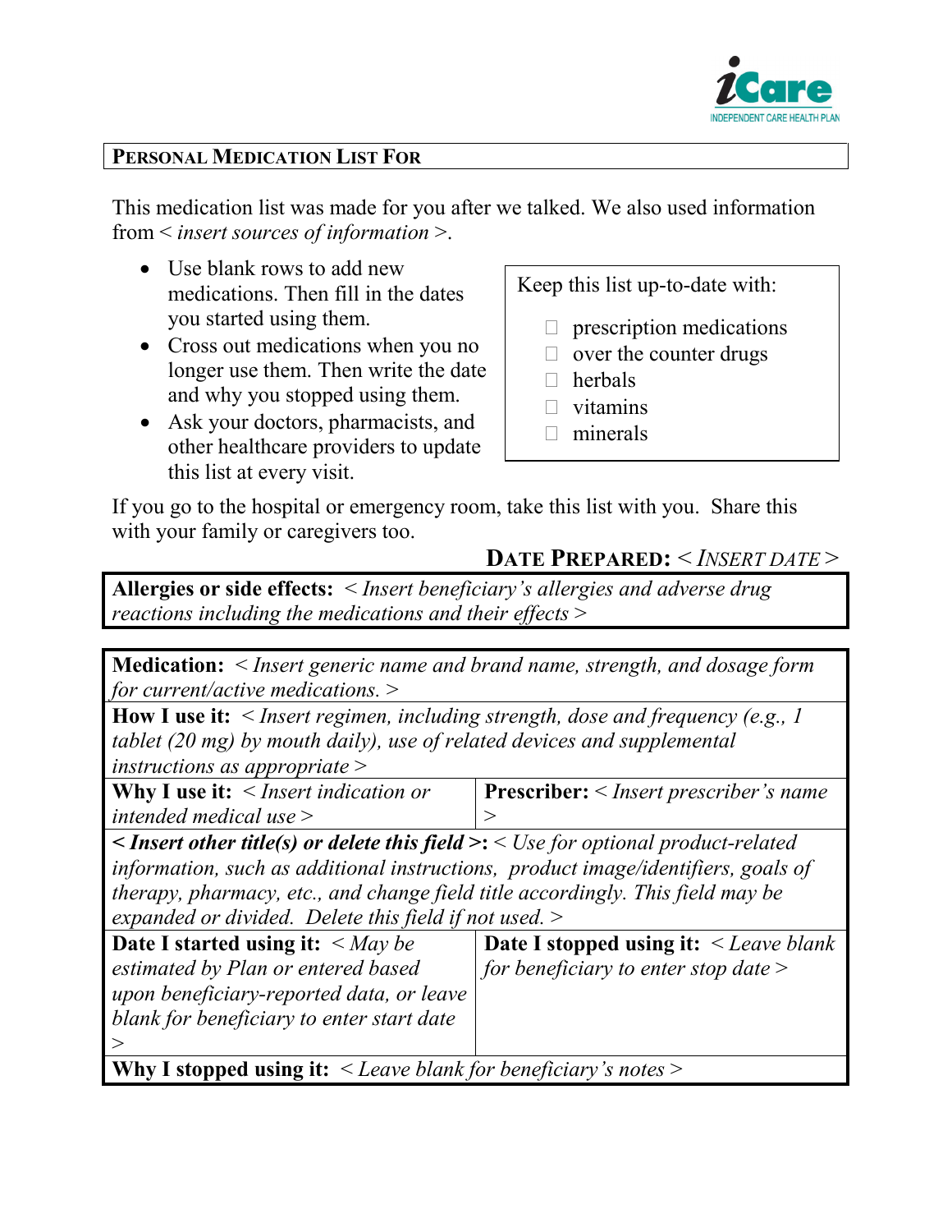iCare
INDEPENDENT CARE HEALTH PLAN

## PERSONAL MEDICATION LIST FOR

This medication list was made for you after we talked. We also used information from < *insert sources of information* >.

- Use blank rows to add new medications. Then fill in the dates you started using them.
- Cross out medications when you no longer use them. Then write the date and why you stopped using them.
- Ask your doctors, pharmacists, and other healthcare providers to update this list at every visit.

Keep this list up-to-date with:

- ☐ prescription medications
- ☐ over the counter drugs
- ☐ herbals
- ☐ vitamins
- ☐ minerals

If you go to the hospital or emergency room, take this list with you. Share this with your family or caregivers too.

**DATE PREPARED:** < *INSERT DATE* >

| **Allergies or side effects:** < *Insert beneficiary's allergies and adverse drug reactions including the medications and their effects* > |
|---|

| | |
|---|---|
| **Medication:** < *Insert generic name and brand name, strength, and dosage form for current/active medications.* > | |
| **How I use it:** < *Insert regimen, including strength, dose and frequency (e.g., 1 tablet (20 mg) by mouth daily), use of related devices and supplemental instructions as appropriate* > | |
| **Why I use it:** < *Insert indication or intended medical use* > | **Prescriber:** < *Insert prescriber's name* > |
| ***< Insert other title(s) or delete this field >*:** < *Use for optional product-related information, such as additional instructions, product image/identifiers, goals of therapy, pharmacy, etc., and change field title accordingly. This field may be expanded or divided. Delete this field if not used.* > | |
| **Date I started using it:** < *May be estimated by Plan or entered based upon beneficiary-reported data, or leave blank for beneficiary to enter start date* > | **Date I stopped using it:** < *Leave blank for beneficiary to enter stop date* > |
| **Why I stopped using it:** < *Leave blank for beneficiary's notes* > | |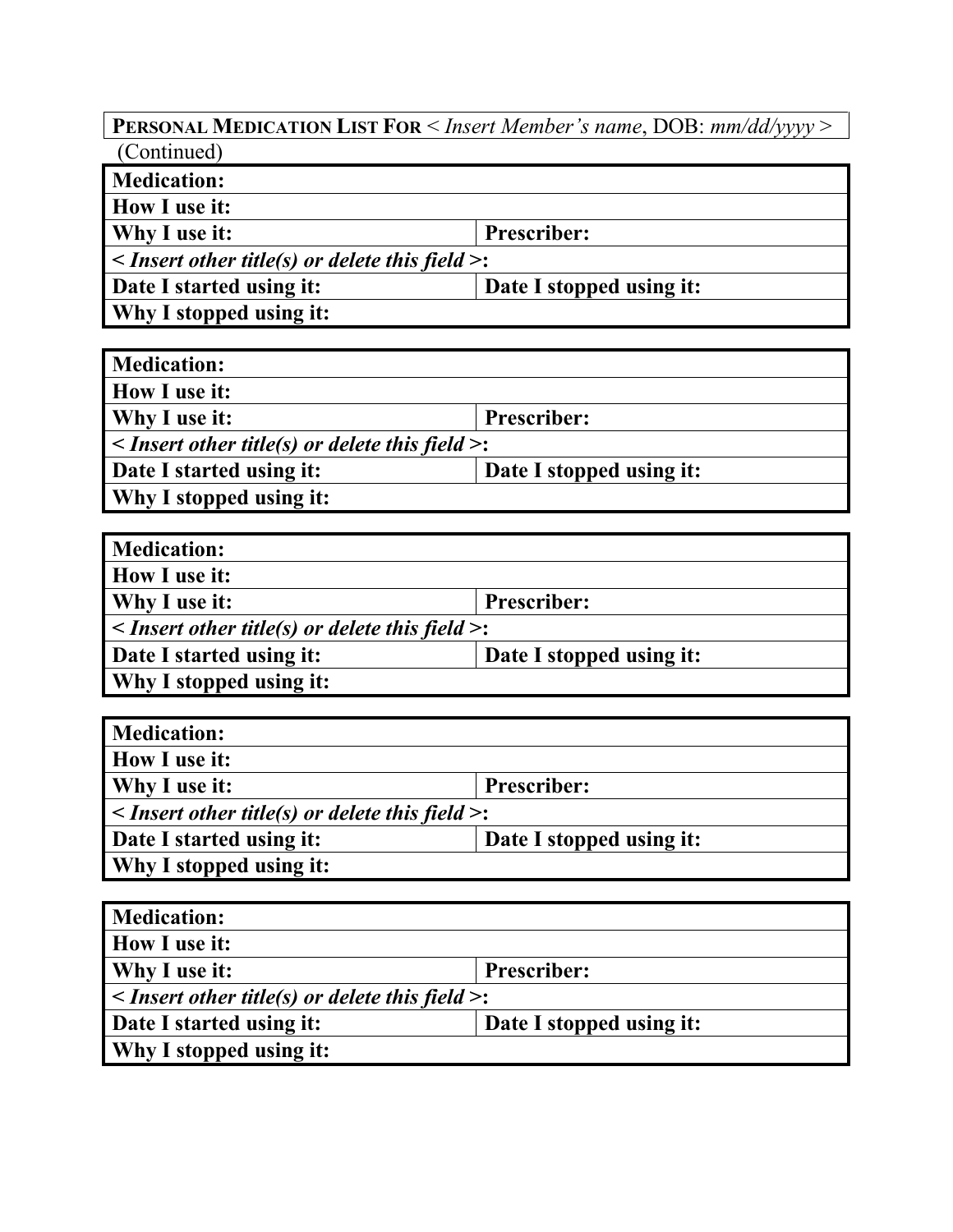| **PERSONAL MEDICATION LIST FOR** < *Insert Member's name*, DOB: *mm/dd/yyyy* > |
|---|

(Continued)

| **Medication:** | |
|---|---|
| **How I use it:** | |
| **Why I use it:** | **Prescriber:** |
| ***< Insert other title(s) or delete this field >*:** | |
| **Date I started using it:** | **Date I stopped using it:** |
| **Why I stopped using it:** | |

| **Medication:** | |
|---|---|
| **How I use it:** | |
| **Why I use it:** | **Prescriber:** |
| ***< Insert other title(s) or delete this field >*:** | |
| **Date I started using it:** | **Date I stopped using it:** |
| **Why I stopped using it:** | |

| **Medication:** | |
|---|---|
| **How I use it:** | |
| **Why I use it:** | **Prescriber:** |
| ***< Insert other title(s) or delete this field >*:** | |
| **Date I started using it:** | **Date I stopped using it:** |
| **Why I stopped using it:** | |

| **Medication:** | |
|---|---|
| **How I use it:** | |
| **Why I use it:** | **Prescriber:** |
| ***< Insert other title(s) or delete this field >*:** | |
| **Date I started using it:** | **Date I stopped using it:** |
| **Why I stopped using it:** | |

| **Medication:** | |
|---|---|
| **How I use it:** | |
| **Why I use it:** | **Prescriber:** |
| ***< Insert other title(s) or delete this field >*:** | |
| **Date I started using it:** | **Date I stopped using it:** |
| **Why I stopped using it:** | |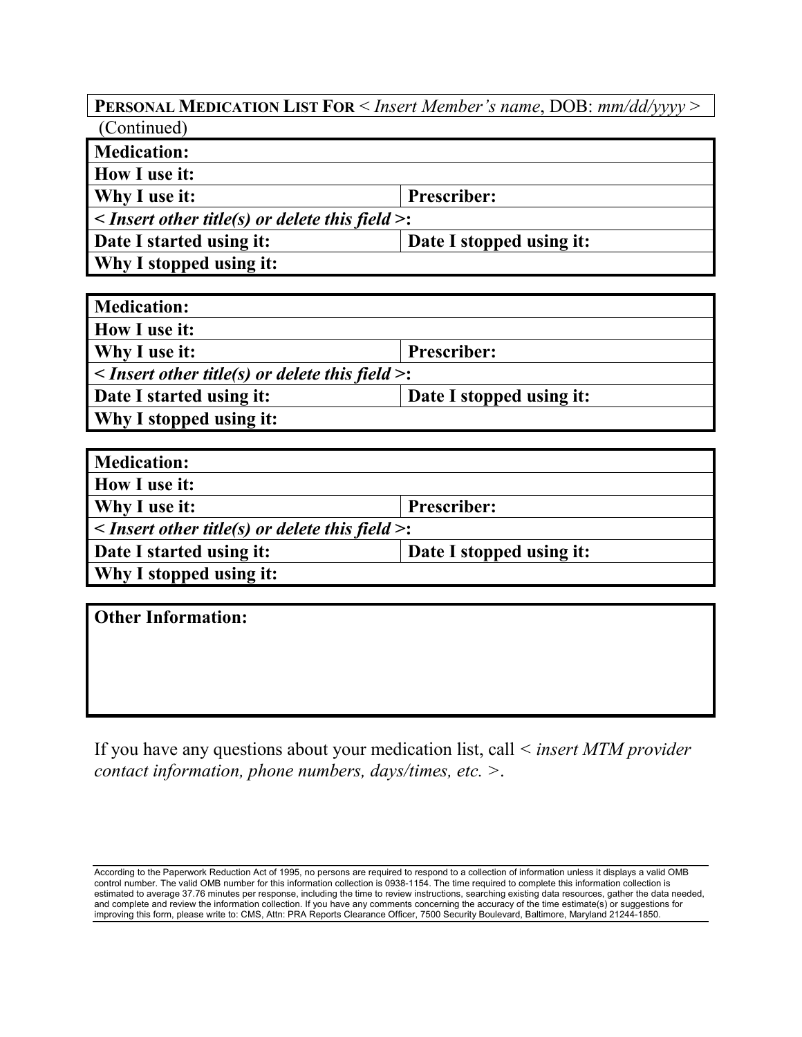| **PERSONAL MEDICATION LIST FOR** < *Insert Member's name*, DOB: *mm/dd/yyyy* > |
|---|

(Continued)

| **Medication:** | |
|---|---|
| **How I use it:** | |
| **Why I use it:** | **Prescriber:** |
| ***< Insert other title(s) or delete this field >*:** | |
| **Date I started using it:** | **Date I stopped using it:** |
| **Why I stopped using it:** | |

| **Medication:** | |
|---|---|
| **How I use it:** | |
| **Why I use it:** | **Prescriber:** |
| ***< Insert other title(s) or delete this field >*:** | |
| **Date I started using it:** | **Date I stopped using it:** |
| **Why I stopped using it:** | |

| **Medication:** | |
|---|---|
| **How I use it:** | |
| **Why I use it:** | **Prescriber:** |
| ***< Insert other title(s) or delete this field >*:** | |
| **Date I started using it:** | **Date I stopped using it:** |
| **Why I stopped using it:** | |

| **Other Information:** |
|---|
| |

If you have any questions about your medication list, call *< insert MTM provider contact information, phone numbers, days/times, etc. >*.

According to the Paperwork Reduction Act of 1995, no persons are required to respond to a collection of information unless it displays a valid OMB control number. The valid OMB number for this information collection is 0938-1154. The time required to complete this information collection is estimated to average 37.76 minutes per response, including the time to review instructions, searching existing data resources, gather the data needed, and complete and review the information collection. If you have any comments concerning the accuracy of the time estimate(s) or suggestions for improving this form, please write to: CMS, Attn: PRA Reports Clearance Officer, 7500 Security Boulevard, Baltimore, Maryland 21244-1850.